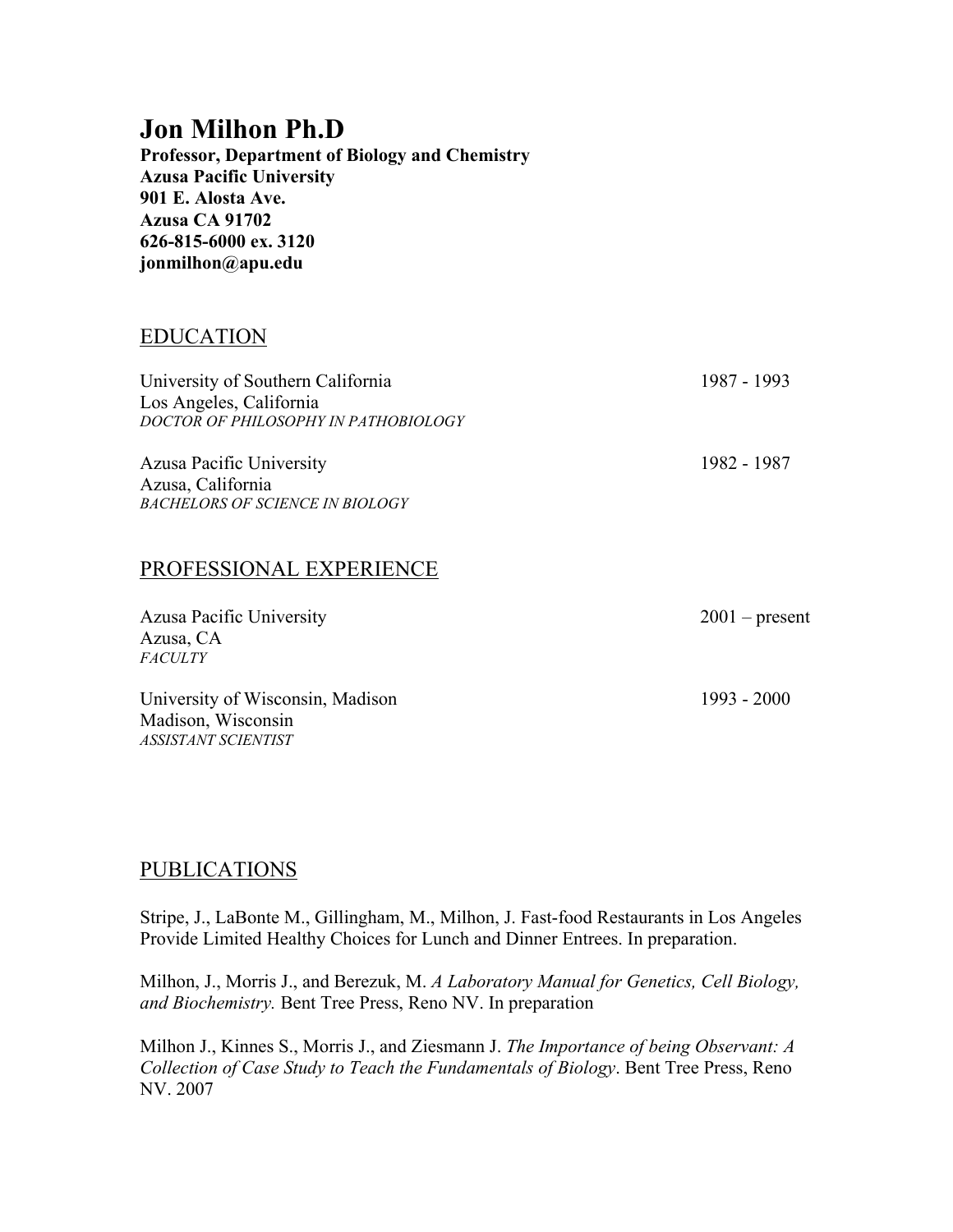# Jon Milhon Ph.D

**Professor, Department of Biology and Chemistry**
**Azusa Pacific University**
**901 E. Alosta Ave.**
**Azusa CA 91702**
**626-815-6000 ex. 3120**
**jonmilhon@apu.edu**

## EDUCATION

University of Southern California — 1987 - 1993
Los Angeles, California
*DOCTOR OF PHILOSOPHY IN PATHOBIOLOGY*

Azusa Pacific University — 1982 - 1987
Azusa, California
*BACHELORS OF SCIENCE IN BIOLOGY*

## PROFESSIONAL EXPERIENCE

Azusa Pacific University — 2001 – present
Azusa, CA
*FACULTY*

University of Wisconsin, Madison — 1993 - 2000
Madison, Wisconsin
*ASSISTANT SCIENTIST*

## PUBLICATIONS

Stripe, J., LaBonte M., Gillingham, M., Milhon, J. Fast-food Restaurants in Los Angeles Provide Limited Healthy Choices for Lunch and Dinner Entrees. In preparation.

Milhon, J., Morris J., and Berezuk, M. *A Laboratory Manual for Genetics, Cell Biology, and Biochemistry.* Bent Tree Press, Reno NV. In preparation

Milhon J., Kinnes S., Morris J., and Ziesmann J. *The Importance of being Observant: A Collection of Case Study to Teach the Fundamentals of Biology*. Bent Tree Press, Reno NV. 2007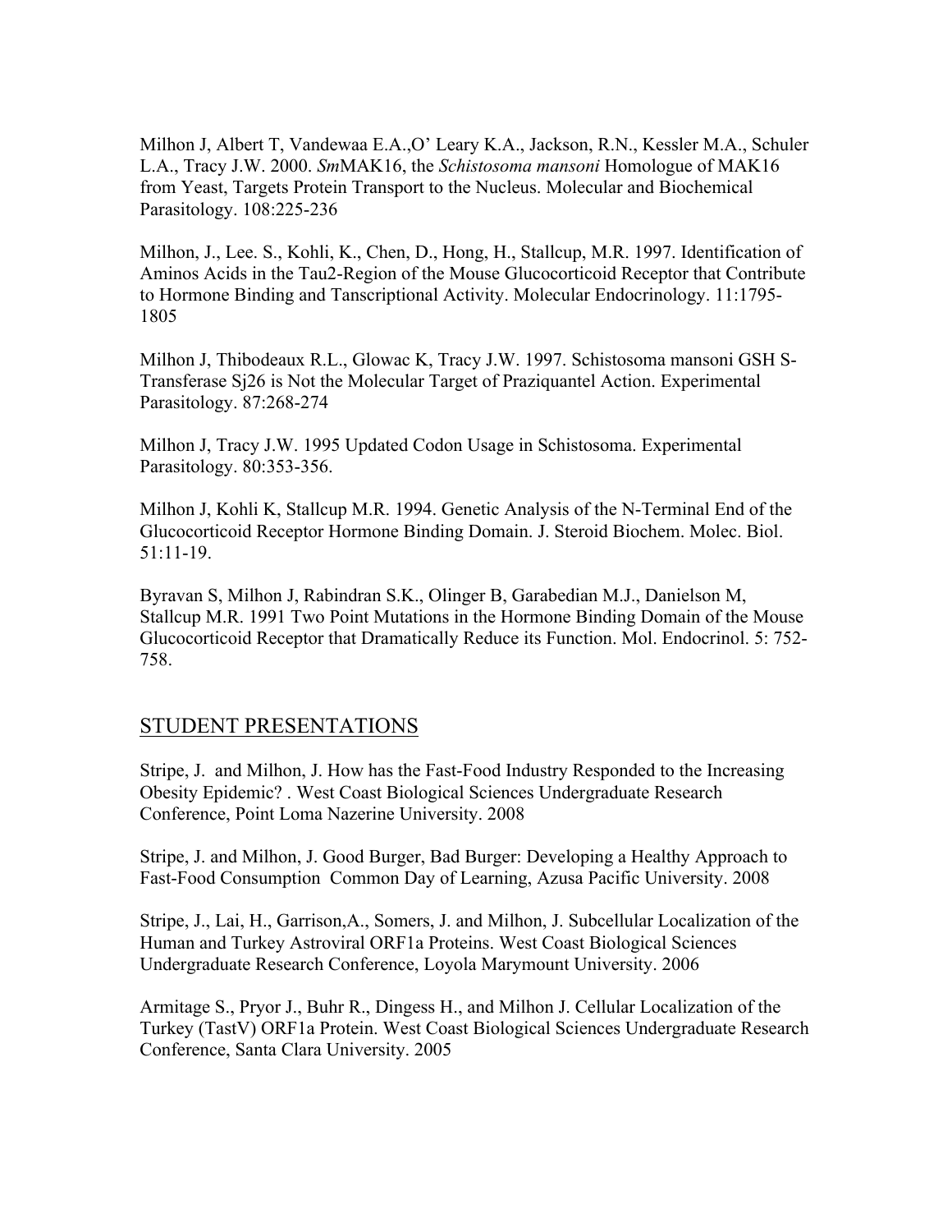Milhon J, Albert T, Vandewaa E.A.,O' Leary K.A., Jackson, R.N., Kessler M.A., Schuler L.A., Tracy J.W. 2000. *Sm*MAK16, the *Schistosoma mansoni* Homologue of MAK16 from Yeast, Targets Protein Transport to the Nucleus. Molecular and Biochemical Parasitology. 108:225-236

Milhon, J., Lee. S., Kohli, K., Chen, D., Hong, H., Stallcup, M.R. 1997. Identification of Aminos Acids in the Tau2-Region of the Mouse Glucocorticoid Receptor that Contribute to Hormone Binding and Tanscriptional Activity. Molecular Endocrinology. 11:1795-1805

Milhon J, Thibodeaux R.L., Glowac K, Tracy J.W. 1997. Schistosoma mansoni GSH S-Transferase Sj26 is Not the Molecular Target of Praziquantel Action. Experimental Parasitology. 87:268-274

Milhon J, Tracy J.W. 1995 Updated Codon Usage in Schistosoma. Experimental Parasitology. 80:353-356.

Milhon J, Kohli K, Stallcup M.R. 1994. Genetic Analysis of the N-Terminal End of the Glucocorticoid Receptor Hormone Binding Domain. J. Steroid Biochem. Molec. Biol. 51:11-19.

Byravan S, Milhon J, Rabindran S.K., Olinger B, Garabedian M.J., Danielson M, Stallcup M.R. 1991 Two Point Mutations in the Hormone Binding Domain of the Mouse Glucocorticoid Receptor that Dramatically Reduce its Function. Mol. Endocrinol. 5: 752-758.

## STUDENT PRESENTATIONS

Stripe, J. and Milhon, J. How has the Fast-Food Industry Responded to the Increasing Obesity Epidemic? . West Coast Biological Sciences Undergraduate Research Conference, Point Loma Nazerine University. 2008

Stripe, J. and Milhon, J. Good Burger, Bad Burger: Developing a Healthy Approach to Fast-Food Consumption Common Day of Learning, Azusa Pacific University. 2008

Stripe, J., Lai, H., Garrison,A., Somers, J. and Milhon, J. Subcellular Localization of the Human and Turkey Astroviral ORF1a Proteins. West Coast Biological Sciences Undergraduate Research Conference, Loyola Marymount University. 2006

Armitage S., Pryor J., Buhr R., Dingess H., and Milhon J. Cellular Localization of the Turkey (TastV) ORF1a Protein. West Coast Biological Sciences Undergraduate Research Conference, Santa Clara University. 2005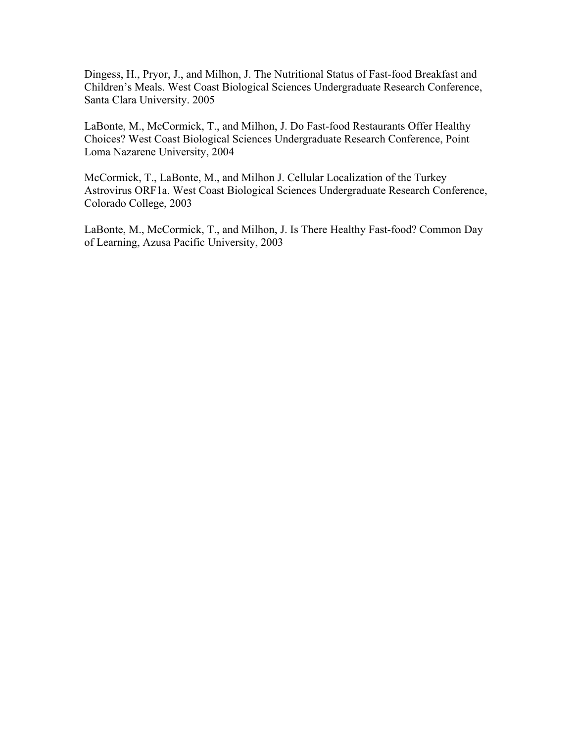Dingess, H., Pryor, J., and Milhon, J. The Nutritional Status of Fast-food Breakfast and Children's Meals. West Coast Biological Sciences Undergraduate Research Conference, Santa Clara University. 2005

LaBonte, M., McCormick, T., and Milhon, J. Do Fast-food Restaurants Offer Healthy Choices? West Coast Biological Sciences Undergraduate Research Conference, Point Loma Nazarene University, 2004

McCormick, T., LaBonte, M., and Milhon J. Cellular Localization of the Turkey Astrovirus ORF1a. West Coast Biological Sciences Undergraduate Research Conference, Colorado College, 2003

LaBonte, M., McCormick, T., and Milhon, J. Is There Healthy Fast-food? Common Day of Learning, Azusa Pacific University, 2003